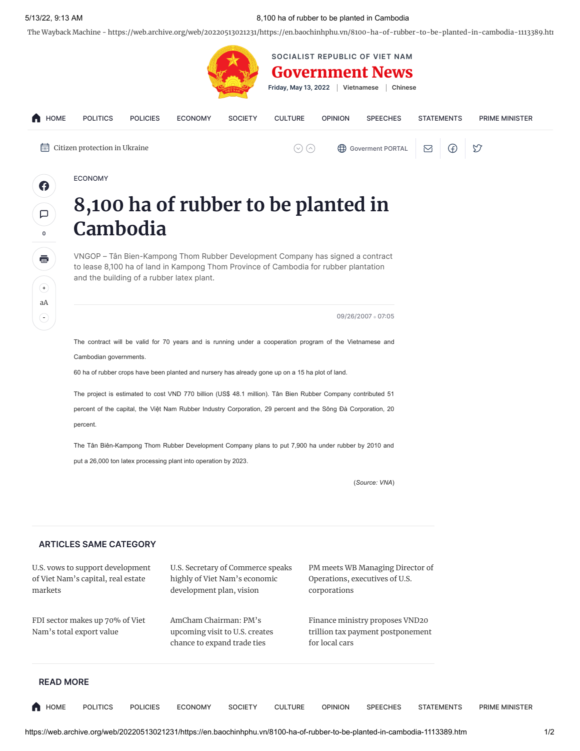SOCIALIST REPUBLIC OF VIET NAM

# Government News

Friday, May 13, 2022 | Vietnamese | Chinese

HOME POLITICS POLICIES ECONOMY SOCIETY CULTURE OPINION SPEECHES STATEMENTS PRIME MINISTER

Citizen protection in Ukraine

Goverment PORTAL

ECONOMY

## 8,100 ha of rubber to be planted in Cambodia

VNGOP – Tân Bien-Kampong Thom Rubber Development Company has signed a contract to lease 8,100 ha of land in Kampong Thom Province of Cambodia for rubber plantation and the building of a rubber latex plant.

09/26/2007 • 07:05

The contract will be valid for 70 years and is running under a cooperation program of the Vietnamese and Cambodian governments.

60 ha of rubber crops have been planted and nursery has already gone up on a 15 ha plot of land.

The project is estimated to cost VND 770 billion (US$ 48.1 million). Tân Bien Rubber Company contributed 51 percent of the capital, the Việt Nam Rubber Industry Corporation, 29 percent and the Sông Đà Corporation, 20 percent.

The Tân Biên-Kampong Thom Rubber Development Company plans to put 7,900 ha under rubber by 2010 and put a 26,000 ton latex processing plant into operation by 2023.

(*Source: VNA*)

### ARTICLES SAME CATEGORY

U.S. vows to support development of Viet Nam's capital, real estate markets

U.S. Secretary of Commerce speaks highly of Viet Nam's economic development plan, vision

PM meets WB Managing Director of Operations, executives of U.S. corporations

FDI sector makes up 70% of Viet Nam's total export value

AmCham Chairman: PM's upcoming visit to U.S. creates chance to expand trade ties

Finance ministry proposes VND20 trillion tax payment postponement for local cars

### READ MORE

HOME POLITICS POLICIES ECONOMY SOCIETY CULTURE OPINION SPEECHES STATEMENTS PRIME MINISTER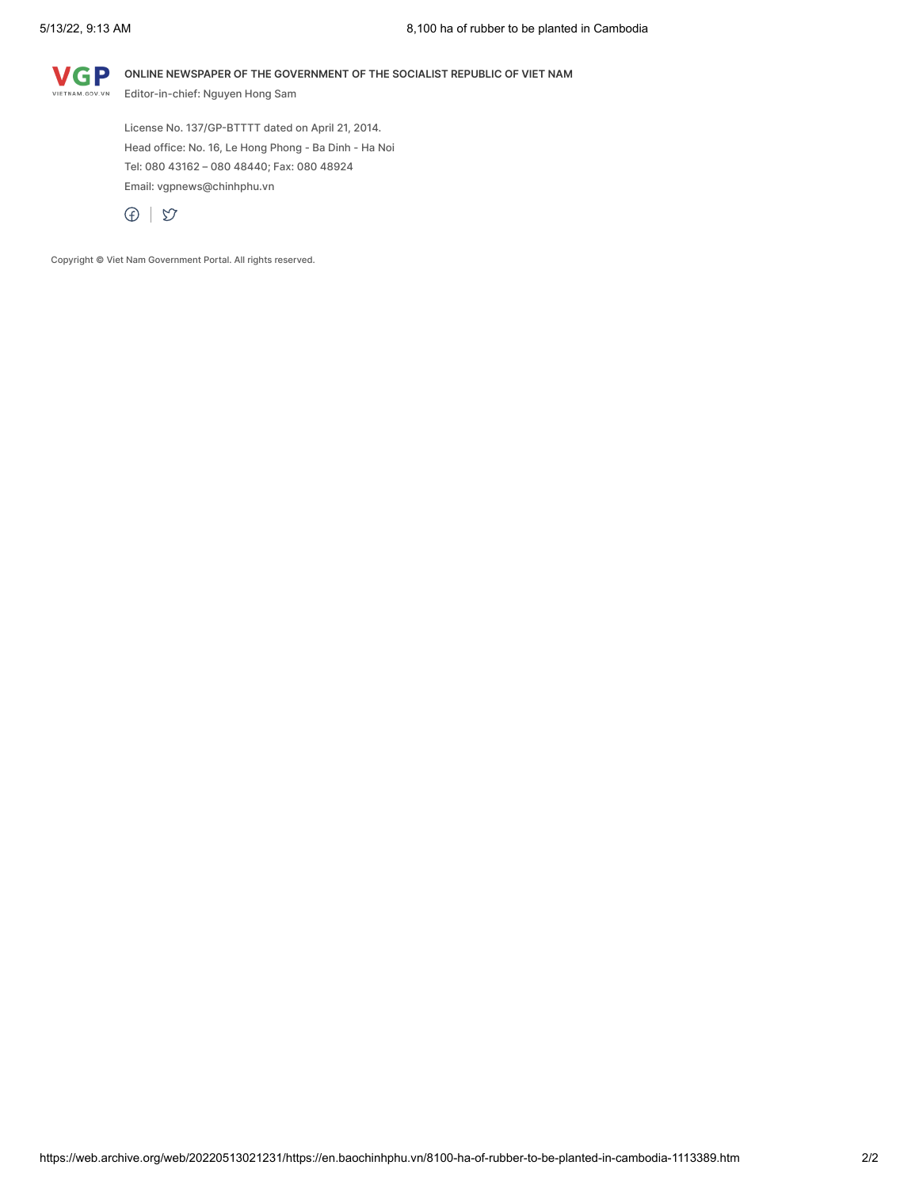VGP
VIETNAM.GOV.VN

ONLINE NEWSPAPER OF THE GOVERNMENT OF THE SOCIALIST REPUBLIC OF VIET NAM

Editor-in-chief: Nguyen Hong Sam

License No. 137/GP-BTTTT dated on April 21, 2014.
Head office: No. 16, Le Hong Phong - Ba Dinh - Ha Noi
Tel: 080 43162 – 080 48440; Fax: 080 48924
Email: vgpnews@chinhphu.vn

Copyright © Viet Nam Government Portal. All rights reserved.